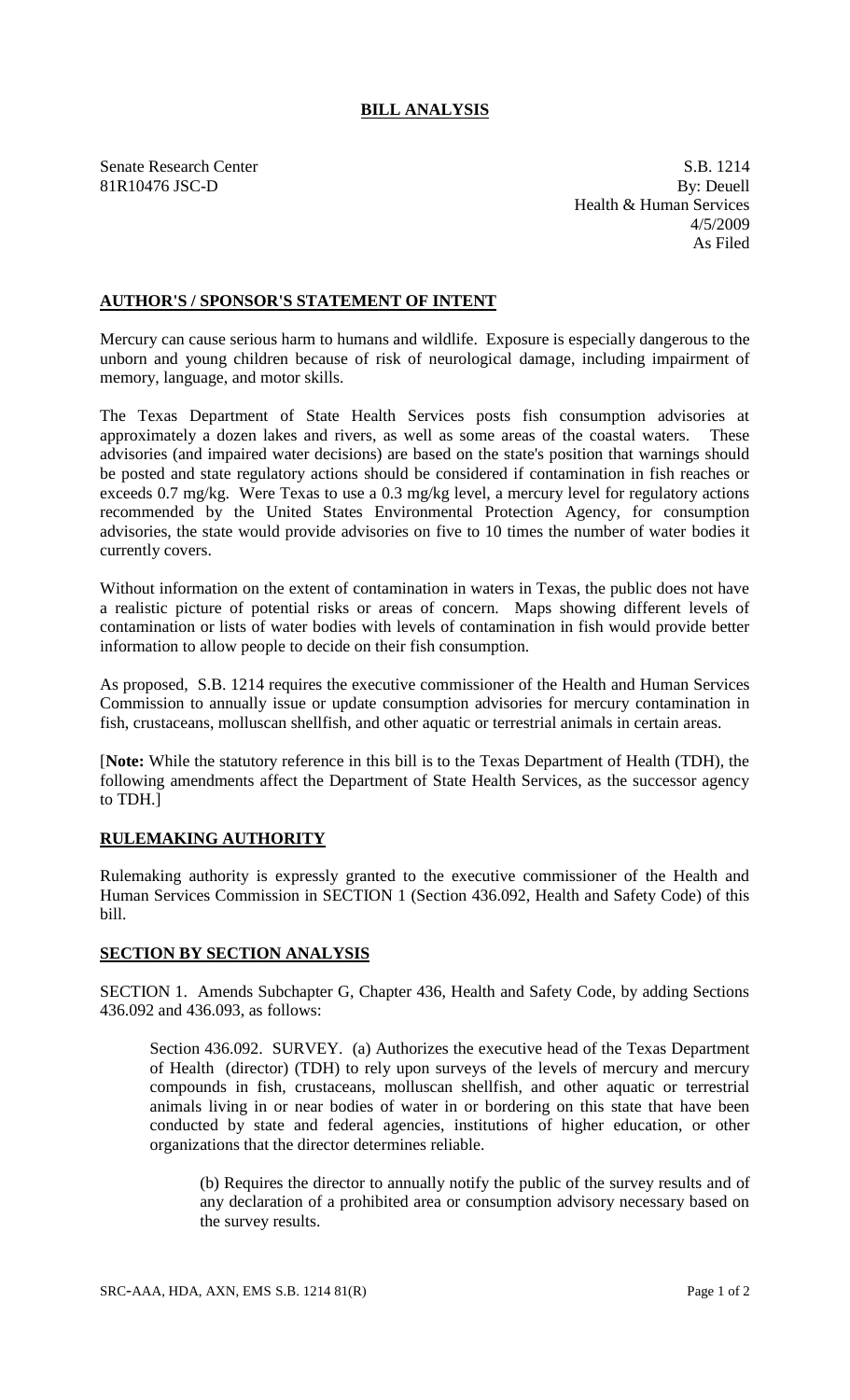# BILL ANALYSIS

Senate Research Center
81R10476 JSC-D

S.B. 1214
By: Deuell
Health & Human Services
4/5/2009
As Filed

## AUTHOR'S / SPONSOR'S STATEMENT OF INTENT

Mercury can cause serious harm to humans and wildlife. Exposure is especially dangerous to the unborn and young children because of risk of neurological damage, including impairment of memory, language, and motor skills.

The Texas Department of State Health Services posts fish consumption advisories at approximately a dozen lakes and rivers, as well as some areas of the coastal waters. These advisories (and impaired water decisions) are based on the state's position that warnings should be posted and state regulatory actions should be considered if contamination in fish reaches or exceeds 0.7 mg/kg. Were Texas to use a 0.3 mg/kg level, a mercury level for regulatory actions recommended by the United States Environmental Protection Agency, for consumption advisories, the state would provide advisories on five to 10 times the number of water bodies it currently covers.

Without information on the extent of contamination in waters in Texas, the public does not have a realistic picture of potential risks or areas of concern. Maps showing different levels of contamination or lists of water bodies with levels of contamination in fish would provide better information to allow people to decide on their fish consumption.

As proposed, S.B. 1214 requires the executive commissioner of the Health and Human Services Commission to annually issue or update consumption advisories for mercury contamination in fish, crustaceans, molluscan shellfish, and other aquatic or terrestrial animals in certain areas.

[**Note:** While the statutory reference in this bill is to the Texas Department of Health (TDH), the following amendments affect the Department of State Health Services, as the successor agency to TDH.]

## RULEMAKING AUTHORITY

Rulemaking authority is expressly granted to the executive commissioner of the Health and Human Services Commission in SECTION 1 (Section 436.092, Health and Safety Code) of this bill.

## SECTION BY SECTION ANALYSIS

SECTION 1. Amends Subchapter G, Chapter 436, Health and Safety Code, by adding Sections 436.092 and 436.093, as follows:

Section 436.092. SURVEY. (a) Authorizes the executive head of the Texas Department of Health (director) (TDH) to rely upon surveys of the levels of mercury and mercury compounds in fish, crustaceans, molluscan shellfish, and other aquatic or terrestrial animals living in or near bodies of water in or bordering on this state that have been conducted by state and federal agencies, institutions of higher education, or other organizations that the director determines reliable.

(b) Requires the director to annually notify the public of the survey results and of any declaration of a prohibited area or consumption advisory necessary based on the survey results.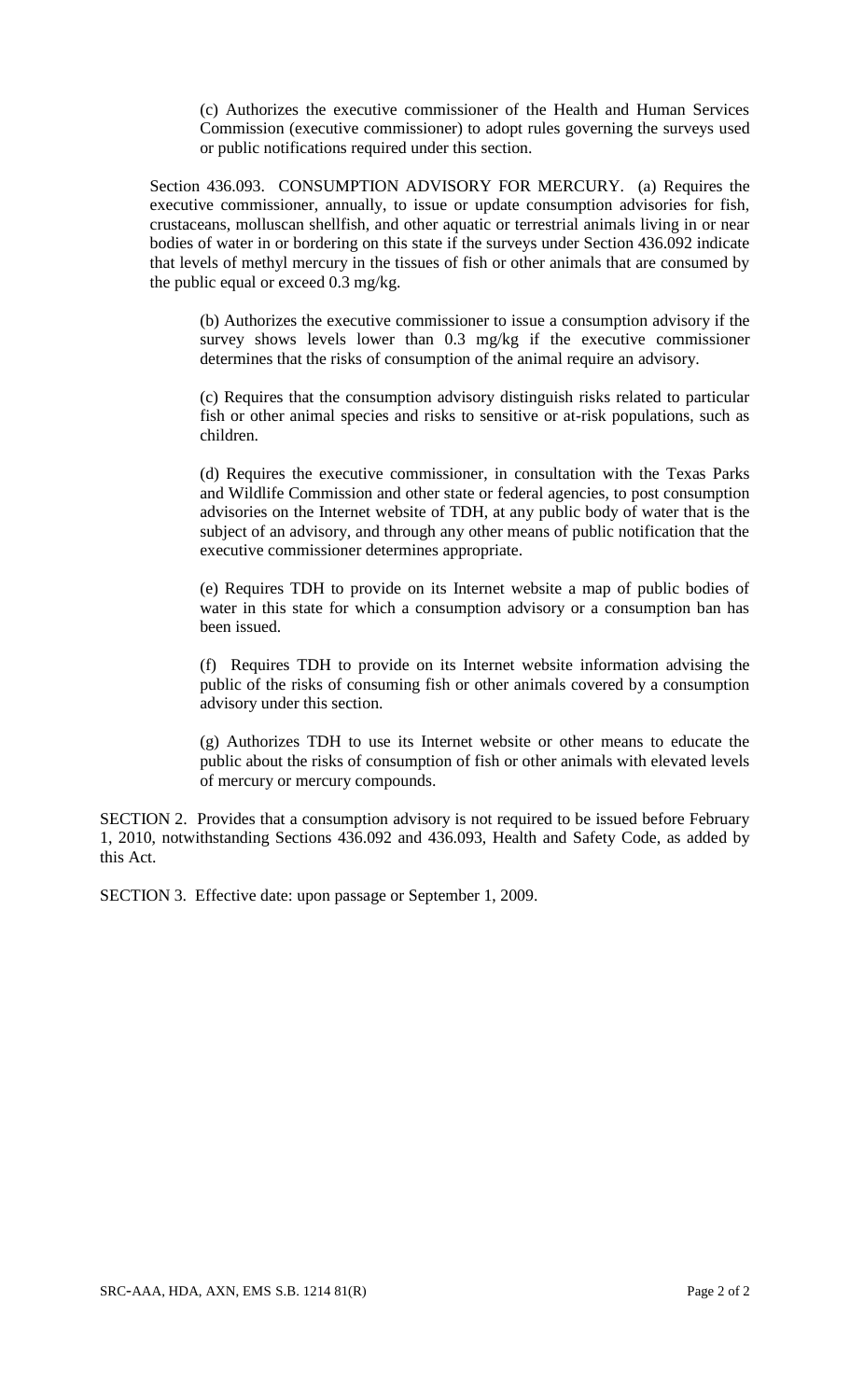(c) Authorizes the executive commissioner of the Health and Human Services Commission (executive commissioner) to adopt rules governing the surveys used or public notifications required under this section.

Section 436.093. CONSUMPTION ADVISORY FOR MERCURY. (a) Requires the executive commissioner, annually, to issue or update consumption advisories for fish, crustaceans, molluscan shellfish, and other aquatic or terrestrial animals living in or near bodies of water in or bordering on this state if the surveys under Section 436.092 indicate that levels of methyl mercury in the tissues of fish or other animals that are consumed by the public equal or exceed 0.3 mg/kg.

(b) Authorizes the executive commissioner to issue a consumption advisory if the survey shows levels lower than 0.3 mg/kg if the executive commissioner determines that the risks of consumption of the animal require an advisory.

(c) Requires that the consumption advisory distinguish risks related to particular fish or other animal species and risks to sensitive or at-risk populations, such as children.

(d) Requires the executive commissioner, in consultation with the Texas Parks and Wildlife Commission and other state or federal agencies, to post consumption advisories on the Internet website of TDH, at any public body of water that is the subject of an advisory, and through any other means of public notification that the executive commissioner determines appropriate.

(e) Requires TDH to provide on its Internet website a map of public bodies of water in this state for which a consumption advisory or a consumption ban has been issued.

(f) Requires TDH to provide on its Internet website information advising the public of the risks of consuming fish or other animals covered by a consumption advisory under this section.

(g) Authorizes TDH to use its Internet website or other means to educate the public about the risks of consumption of fish or other animals with elevated levels of mercury or mercury compounds.

SECTION 2. Provides that a consumption advisory is not required to be issued before February 1, 2010, notwithstanding Sections 436.092 and 436.093, Health and Safety Code, as added by this Act.

SECTION 3. Effective date: upon passage or September 1, 2009.